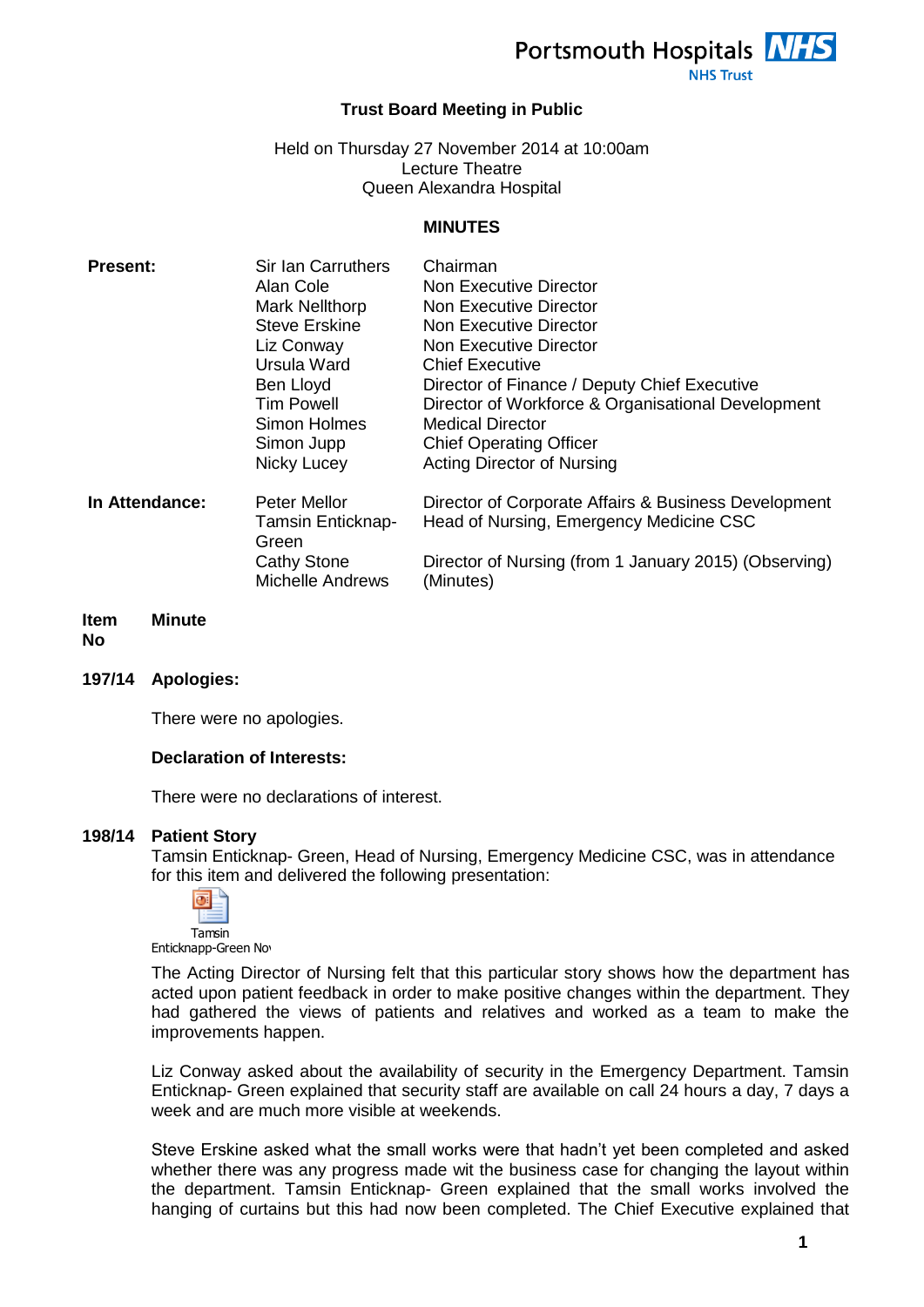# Trust Board Meeting in Public

Held on Thursday 27 November 2014 at 10:00am
Lecture Theatre
Queen Alexandra Hospital

## MINUTES

| | | |
|---|---|---|
| **Present:** | Sir Ian Carruthers | Chairman |
| | Alan Cole | Non Executive Director |
| | Mark Nellthorp | Non Executive Director |
| | Steve Erskine | Non Executive Director |
| | Liz Conway | Non Executive Director |
| | Ursula Ward | Chief Executive |
| | Ben Lloyd | Director of Finance / Deputy Chief Executive |
| | Tim Powell | Director of Workforce & Organisational Development |
| | Simon Holmes | Medical Director |
| | Simon Jupp | Chief Operating Officer |
| | Nicky Lucey | Acting Director of Nursing |
| **In Attendance:** | Peter Mellor | Director of Corporate Affairs & Business Development |
| | Tamsin Enticknap-Green | Head of Nursing, Emergency Medicine CSC |
| | Cathy Stone | Director of Nursing (from 1 January 2015) (Observing) |
| | Michelle Andrews | (Minutes) |

| Item No | Minute |
|---|---|

**197/14 Apologies:**

There were no apologies.

**Declaration of Interests:**

There were no declarations of interest.

**198/14 Patient Story**

Tamsin Enticknap- Green, Head of Nursing, Emergency Medicine CSC, was in attendance for this item and delivered the following presentation:

Tamsin Enticknapp-Green Nov

The Acting Director of Nursing felt that this particular story shows how the department has acted upon patient feedback in order to make positive changes within the department. They had gathered the views of patients and relatives and worked as a team to make the improvements happen.

Liz Conway asked about the availability of security in the Emergency Department. Tamsin Enticknap- Green explained that security staff are available on call 24 hours a day, 7 days a week and are much more visible at weekends.

Steve Erskine asked what the small works were that hadn't yet been completed and asked whether there was any progress made wit the business case for changing the layout within the department. Tamsin Enticknap- Green explained that the small works involved the hanging of curtains but this had now been completed. The Chief Executive explained that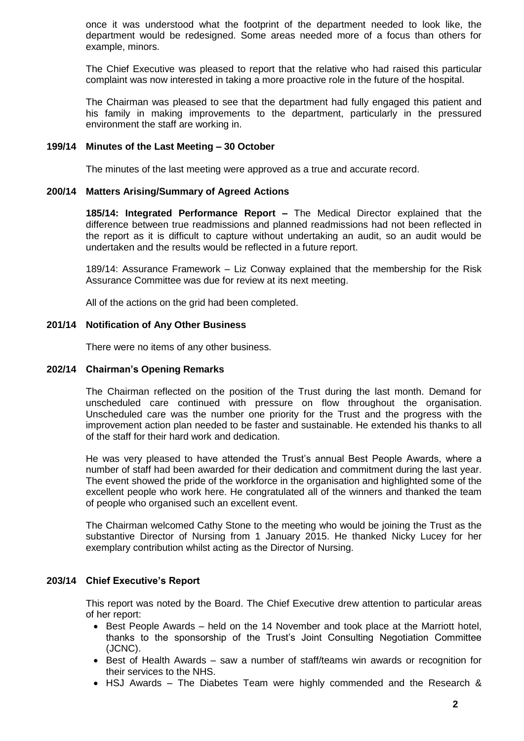once it was understood what the footprint of the department needed to look like, the department would be redesigned. Some areas needed more of a focus than others for example, minors.

The Chief Executive was pleased to report that the relative who had raised this particular complaint was now interested in taking a more proactive role in the future of the hospital.

The Chairman was pleased to see that the department had fully engaged this patient and his family in making improvements to the department, particularly in the pressured environment the staff are working in.

**199/14 Minutes of the Last Meeting – 30 October**

The minutes of the last meeting were approved as a true and accurate record.

**200/14 Matters Arising/Summary of Agreed Actions**

**185/14: Integrated Performance Report –** The Medical Director explained that the difference between true readmissions and planned readmissions had not been reflected in the report as it is difficult to capture without undertaking an audit, so an audit would be undertaken and the results would be reflected in a future report.

189/14: Assurance Framework – Liz Conway explained that the membership for the Risk Assurance Committee was due for review at its next meeting.

All of the actions on the grid had been completed.

**201/14 Notification of Any Other Business**

There were no items of any other business.

**202/14 Chairman's Opening Remarks**

The Chairman reflected on the position of the Trust during the last month. Demand for unscheduled care continued with pressure on flow throughout the organisation. Unscheduled care was the number one priority for the Trust and the progress with the improvement action plan needed to be faster and sustainable. He extended his thanks to all of the staff for their hard work and dedication.

He was very pleased to have attended the Trust's annual Best People Awards, where a number of staff had been awarded for their dedication and commitment during the last year. The event showed the pride of the workforce in the organisation and highlighted some of the excellent people who work here. He congratulated all of the winners and thanked the team of people who organised such an excellent event.

The Chairman welcomed Cathy Stone to the meeting who would be joining the Trust as the substantive Director of Nursing from 1 January 2015. He thanked Nicky Lucey for her exemplary contribution whilst acting as the Director of Nursing.

**203/14 Chief Executive's Report**

This report was noted by the Board. The Chief Executive drew attention to particular areas of her report:

- Best People Awards – held on the 14 November and took place at the Marriott hotel, thanks to the sponsorship of the Trust's Joint Consulting Negotiation Committee (JCNC).
- Best of Health Awards – saw a number of staff/teams win awards or recognition for their services to the NHS.
- HSJ Awards – The Diabetes Team were highly commended and the Research &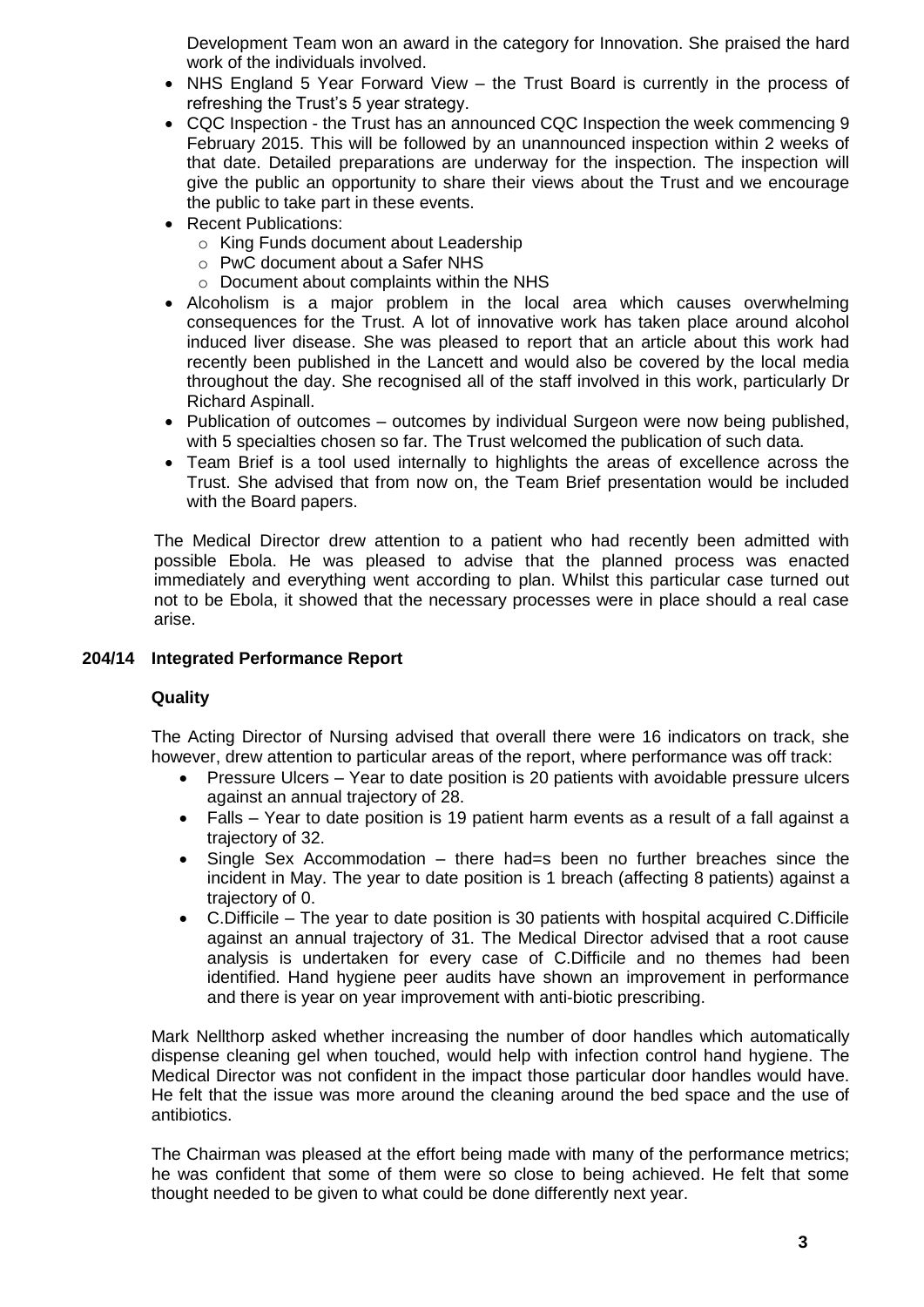Development Team won an award in the category for Innovation. She praised the hard work of the individuals involved.

- NHS England 5 Year Forward View – the Trust Board is currently in the process of refreshing the Trust's 5 year strategy.
- CQC Inspection - the Trust has an announced CQC Inspection the week commencing 9 February 2015. This will be followed by an unannounced inspection within 2 weeks of that date. Detailed preparations are underway for the inspection. The inspection will give the public an opportunity to share their views about the Trust and we encourage the public to take part in these events.
- Recent Publications:
  - King Funds document about Leadership
  - PwC document about a Safer NHS
  - Document about complaints within the NHS
- Alcoholism is a major problem in the local area which causes overwhelming consequences for the Trust. A lot of innovative work has taken place around alcohol induced liver disease. She was pleased to report that an article about this work had recently been published in the Lancett and would also be covered by the local media throughout the day. She recognised all of the staff involved in this work, particularly Dr Richard Aspinall.
- Publication of outcomes – outcomes by individual Surgeon were now being published, with 5 specialties chosen so far. The Trust welcomed the publication of such data.
- Team Brief is a tool used internally to highlights the areas of excellence across the Trust. She advised that from now on, the Team Brief presentation would be included with the Board papers.

The Medical Director drew attention to a patient who had recently been admitted with possible Ebola. He was pleased to advise that the planned process was enacted immediately and everything went according to plan. Whilst this particular case turned out not to be Ebola, it showed that the necessary processes were in place should a real case arise.

**204/14 Integrated Performance Report**

**Quality**

The Acting Director of Nursing advised that overall there were 16 indicators on track, she however, drew attention to particular areas of the report, where performance was off track:

- Pressure Ulcers – Year to date position is 20 patients with avoidable pressure ulcers against an annual trajectory of 28.
- Falls – Year to date position is 19 patient harm events as a result of a fall against a trajectory of 32.
- Single Sex Accommodation – there had=s been no further breaches since the incident in May. The year to date position is 1 breach (affecting 8 patients) against a trajectory of 0.
- C.Difficile – The year to date position is 30 patients with hospital acquired C.Difficile against an annual trajectory of 31. The Medical Director advised that a root cause analysis is undertaken for every case of C.Difficile and no themes had been identified. Hand hygiene peer audits have shown an improvement in performance and there is year on year improvement with anti-biotic prescribing.

Mark Nellthorp asked whether increasing the number of door handles which automatically dispense cleaning gel when touched, would help with infection control hand hygiene. The Medical Director was not confident in the impact those particular door handles would have. He felt that the issue was more around the cleaning around the bed space and the use of antibiotics.

The Chairman was pleased at the effort being made with many of the performance metrics; he was confident that some of them were so close to being achieved. He felt that some thought needed to be given to what could be done differently next year.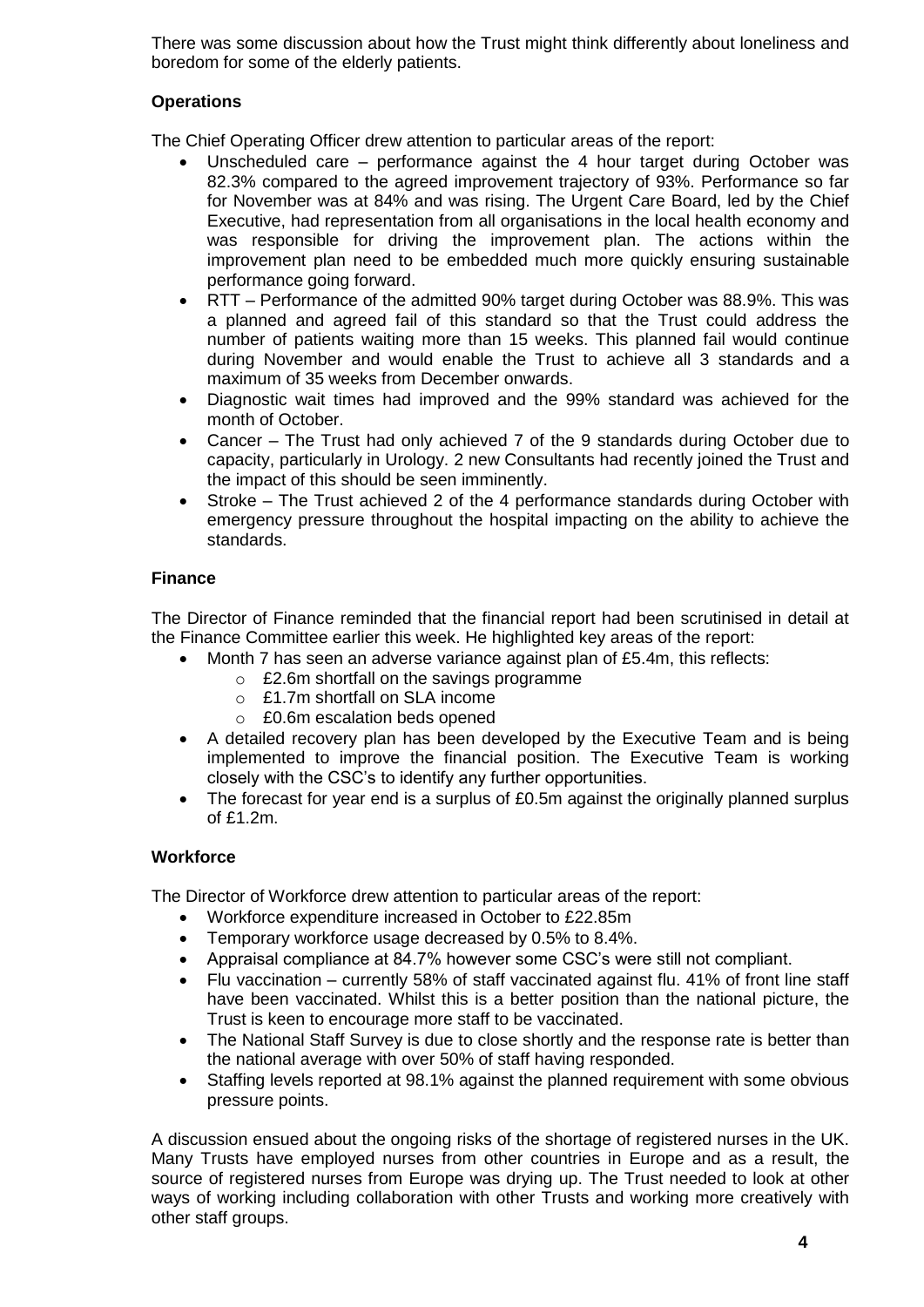There was some discussion about how the Trust might think differently about loneliness and boredom for some of the elderly patients.

**Operations**

The Chief Operating Officer drew attention to particular areas of the report:

- Unscheduled care – performance against the 4 hour target during October was 82.3% compared to the agreed improvement trajectory of 93%. Performance so far for November was at 84% and was rising. The Urgent Care Board, led by the Chief Executive, had representation from all organisations in the local health economy and was responsible for driving the improvement plan. The actions within the improvement plan need to be embedded much more quickly ensuring sustainable performance going forward.
- RTT – Performance of the admitted 90% target during October was 88.9%. This was a planned and agreed fail of this standard so that the Trust could address the number of patients waiting more than 15 weeks. This planned fail would continue during November and would enable the Trust to achieve all 3 standards and a maximum of 35 weeks from December onwards.
- Diagnostic wait times had improved and the 99% standard was achieved for the month of October.
- Cancer – The Trust had only achieved 7 of the 9 standards during October due to capacity, particularly in Urology. 2 new Consultants had recently joined the Trust and the impact of this should be seen imminently.
- Stroke – The Trust achieved 2 of the 4 performance standards during October with emergency pressure throughout the hospital impacting on the ability to achieve the standards.

**Finance**

The Director of Finance reminded that the financial report had been scrutinised in detail at the Finance Committee earlier this week. He highlighted key areas of the report:

- Month 7 has seen an adverse variance against plan of £5.4m, this reflects:
  - £2.6m shortfall on the savings programme
  - £1.7m shortfall on SLA income
  - £0.6m escalation beds opened
- A detailed recovery plan has been developed by the Executive Team and is being implemented to improve the financial position. The Executive Team is working closely with the CSC's to identify any further opportunities.
- The forecast for year end is a surplus of £0.5m against the originally planned surplus of £1.2m.

**Workforce**

The Director of Workforce drew attention to particular areas of the report:

- Workforce expenditure increased in October to £22.85m
- Temporary workforce usage decreased by 0.5% to 8.4%.
- Appraisal compliance at 84.7% however some CSC's were still not compliant.
- Flu vaccination – currently 58% of staff vaccinated against flu. 41% of front line staff have been vaccinated. Whilst this is a better position than the national picture, the Trust is keen to encourage more staff to be vaccinated.
- The National Staff Survey is due to close shortly and the response rate is better than the national average with over 50% of staff having responded.
- Staffing levels reported at 98.1% against the planned requirement with some obvious pressure points.

A discussion ensued about the ongoing risks of the shortage of registered nurses in the UK. Many Trusts have employed nurses from other countries in Europe and as a result, the source of registered nurses from Europe was drying up. The Trust needed to look at other ways of working including collaboration with other Trusts and working more creatively with other staff groups.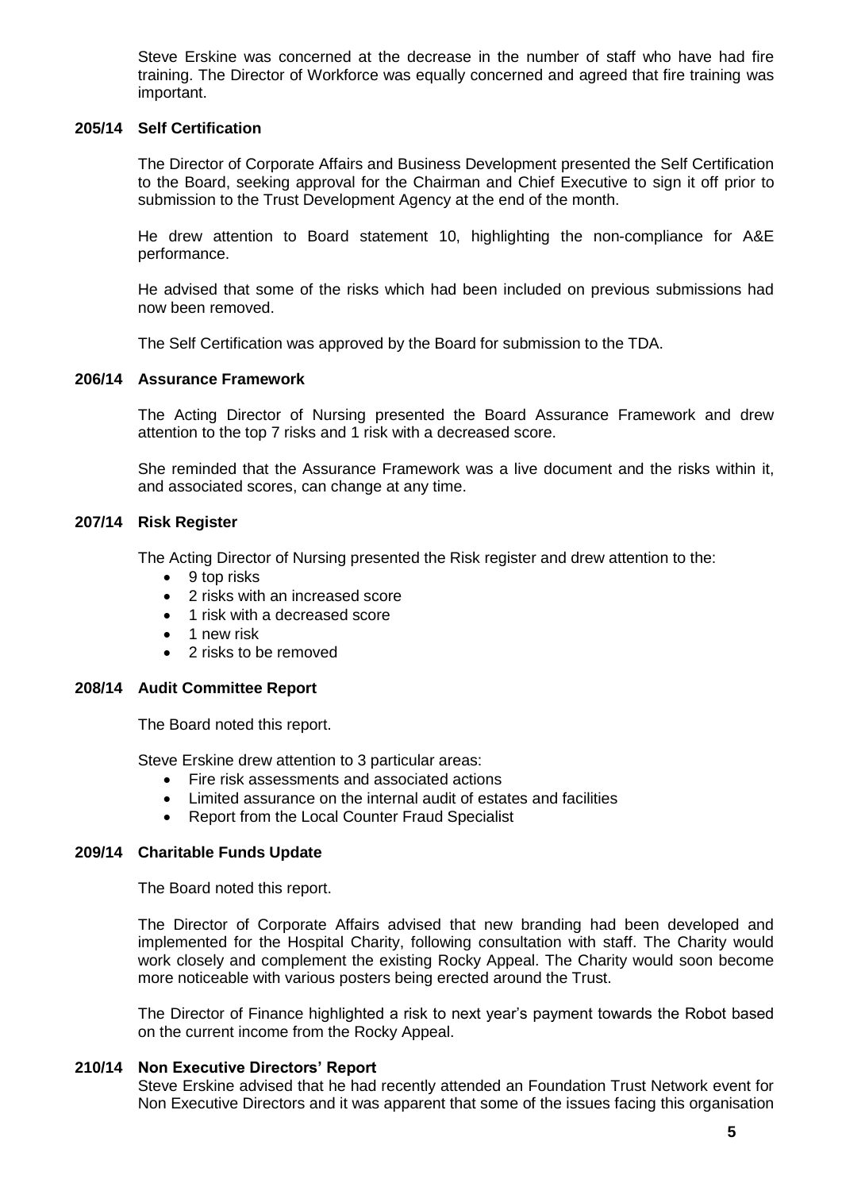Steve Erskine was concerned at the decrease in the number of staff who have had fire training. The Director of Workforce was equally concerned and agreed that fire training was important.

**205/14 Self Certification**

The Director of Corporate Affairs and Business Development presented the Self Certification to the Board, seeking approval for the Chairman and Chief Executive to sign it off prior to submission to the Trust Development Agency at the end of the month.

He drew attention to Board statement 10, highlighting the non-compliance for A&E performance.

He advised that some of the risks which had been included on previous submissions had now been removed.

The Self Certification was approved by the Board for submission to the TDA.

**206/14 Assurance Framework**

The Acting Director of Nursing presented the Board Assurance Framework and drew attention to the top 7 risks and 1 risk with a decreased score.

She reminded that the Assurance Framework was a live document and the risks within it, and associated scores, can change at any time.

**207/14 Risk Register**

The Acting Director of Nursing presented the Risk register and drew attention to the:

- 9 top risks
- 2 risks with an increased score
- 1 risk with a decreased score
- 1 new risk
- 2 risks to be removed

**208/14 Audit Committee Report**

The Board noted this report.

Steve Erskine drew attention to 3 particular areas:

- Fire risk assessments and associated actions
- Limited assurance on the internal audit of estates and facilities
- Report from the Local Counter Fraud Specialist

**209/14 Charitable Funds Update**

The Board noted this report.

The Director of Corporate Affairs advised that new branding had been developed and implemented for the Hospital Charity, following consultation with staff. The Charity would work closely and complement the existing Rocky Appeal. The Charity would soon become more noticeable with various posters being erected around the Trust.

The Director of Finance highlighted a risk to next year's payment towards the Robot based on the current income from the Rocky Appeal.

**210/14 Non Executive Directors' Report**

Steve Erskine advised that he had recently attended an Foundation Trust Network event for Non Executive Directors and it was apparent that some of the issues facing this organisation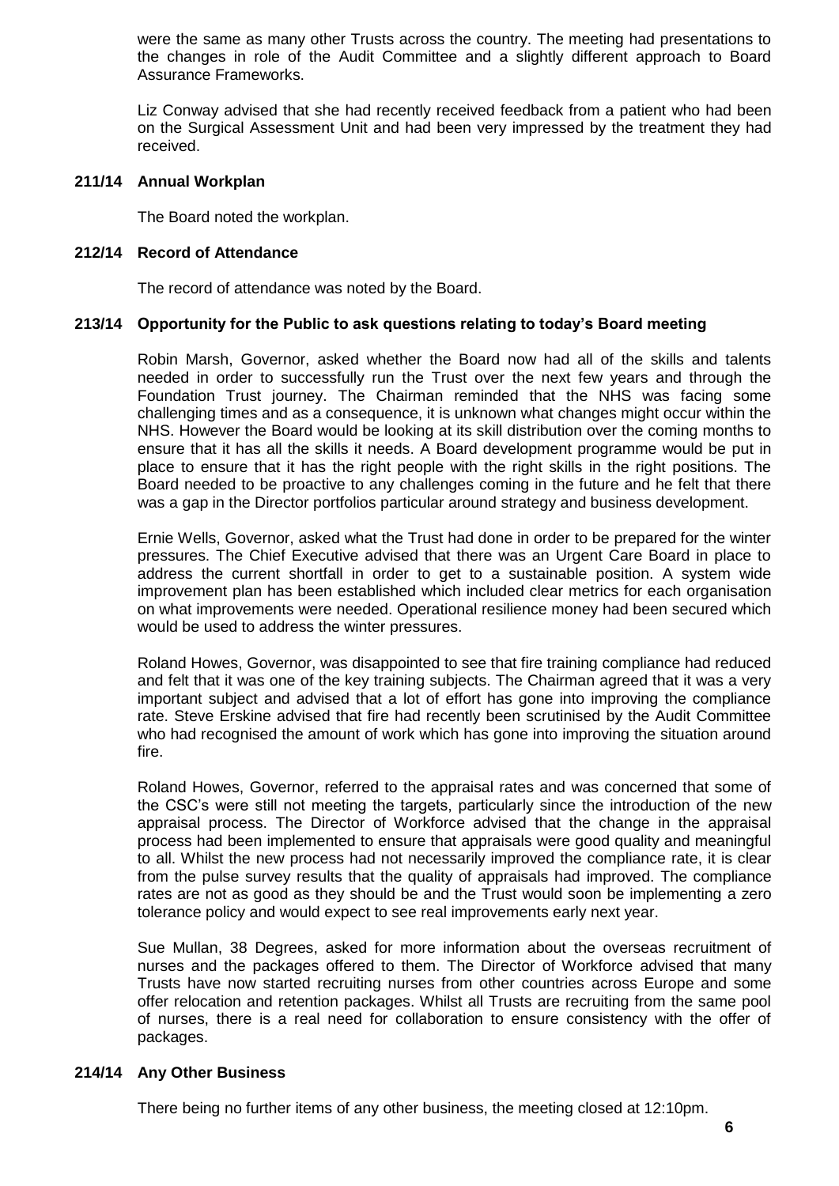were the same as many other Trusts across the country. The meeting had presentations to the changes in role of the Audit Committee and a slightly different approach to Board Assurance Frameworks.

Liz Conway advised that she had recently received feedback from a patient who had been on the Surgical Assessment Unit and had been very impressed by the treatment they had received.

**211/14 Annual Workplan**

The Board noted the workplan.

**212/14 Record of Attendance**

The record of attendance was noted by the Board.

**213/14 Opportunity for the Public to ask questions relating to today's Board meeting**

Robin Marsh, Governor, asked whether the Board now had all of the skills and talents needed in order to successfully run the Trust over the next few years and through the Foundation Trust journey. The Chairman reminded that the NHS was facing some challenging times and as a consequence, it is unknown what changes might occur within the NHS. However the Board would be looking at its skill distribution over the coming months to ensure that it has all the skills it needs. A Board development programme would be put in place to ensure that it has the right people with the right skills in the right positions. The Board needed to be proactive to any challenges coming in the future and he felt that there was a gap in the Director portfolios particular around strategy and business development.

Ernie Wells, Governor, asked what the Trust had done in order to be prepared for the winter pressures. The Chief Executive advised that there was an Urgent Care Board in place to address the current shortfall in order to get to a sustainable position. A system wide improvement plan has been established which included clear metrics for each organisation on what improvements were needed. Operational resilience money had been secured which would be used to address the winter pressures.

Roland Howes, Governor, was disappointed to see that fire training compliance had reduced and felt that it was one of the key training subjects. The Chairman agreed that it was a very important subject and advised that a lot of effort has gone into improving the compliance rate. Steve Erskine advised that fire had recently been scrutinised by the Audit Committee who had recognised the amount of work which has gone into improving the situation around fire.

Roland Howes, Governor, referred to the appraisal rates and was concerned that some of the CSC's were still not meeting the targets, particularly since the introduction of the new appraisal process. The Director of Workforce advised that the change in the appraisal process had been implemented to ensure that appraisals were good quality and meaningful to all. Whilst the new process had not necessarily improved the compliance rate, it is clear from the pulse survey results that the quality of appraisals had improved. The compliance rates are not as good as they should be and the Trust would soon be implementing a zero tolerance policy and would expect to see real improvements early next year.

Sue Mullan, 38 Degrees, asked for more information about the overseas recruitment of nurses and the packages offered to them. The Director of Workforce advised that many Trusts have now started recruiting nurses from other countries across Europe and some offer relocation and retention packages. Whilst all Trusts are recruiting from the same pool of nurses, there is a real need for collaboration to ensure consistency with the offer of packages.

**214/14 Any Other Business**

There being no further items of any other business, the meeting closed at 12:10pm.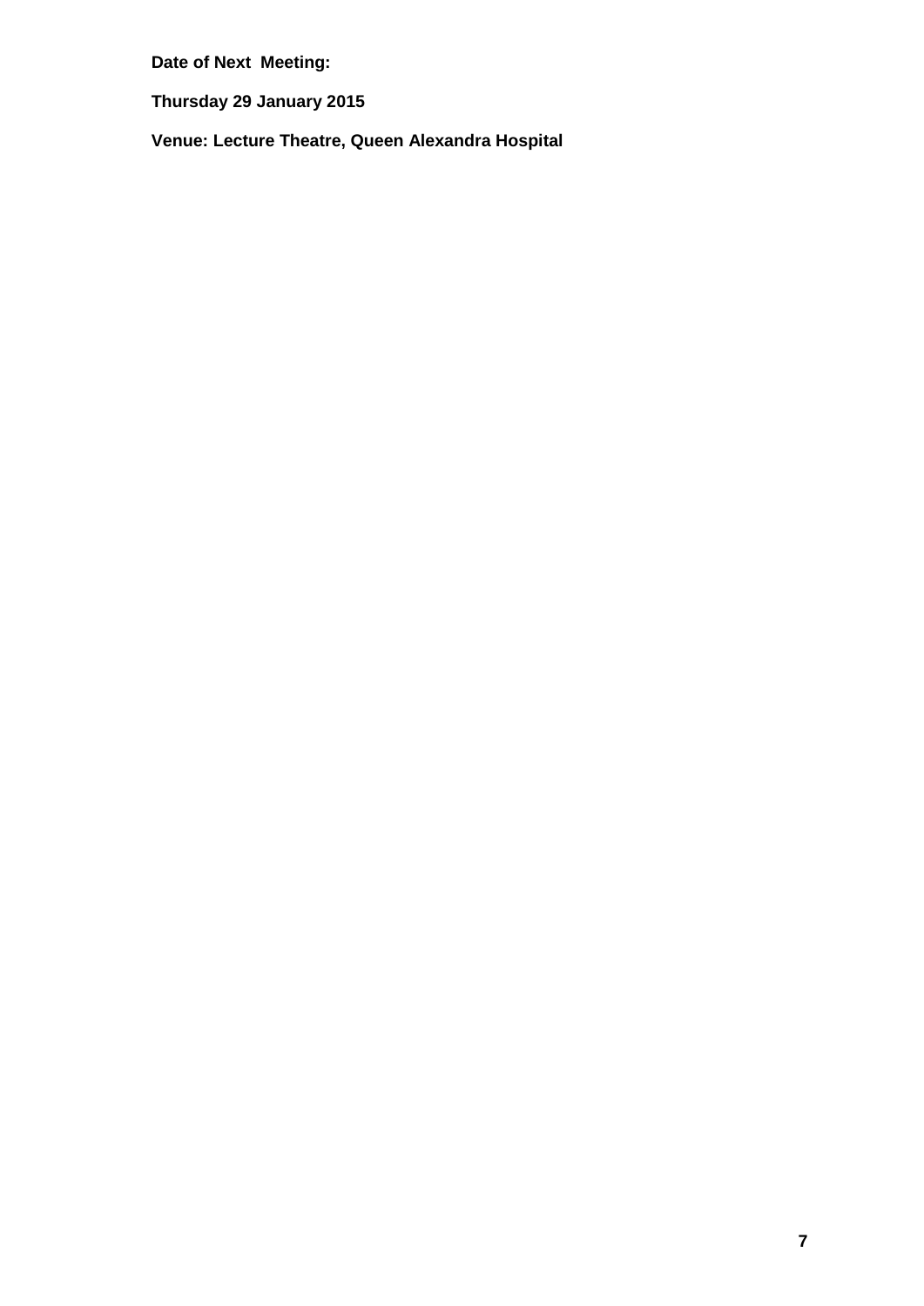**Date of Next Meeting:**

**Thursday 29 January 2015**

**Venue: Lecture Theatre, Queen Alexandra Hospital**